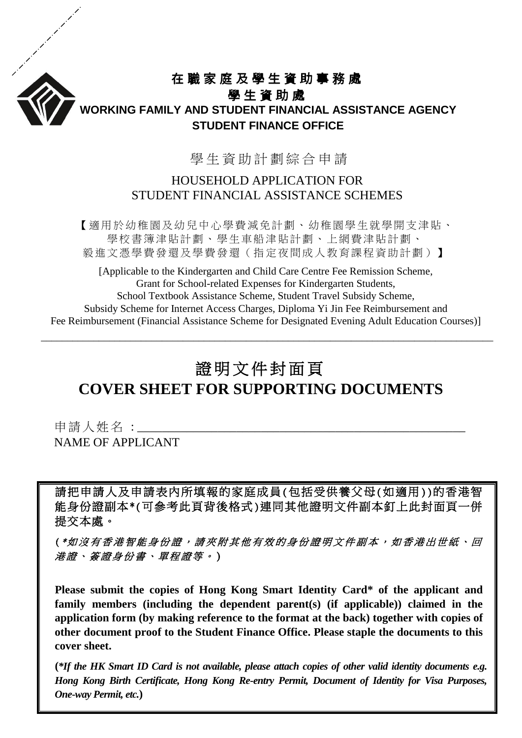**在職家庭及學生資助事務處**

**學生資助處**

**WORKING FAMILY AND STUDENT FINANCIAL ASSISTANCE AGENCY**

**STUDENT FINANCE OFFICE**

# 學生資助計劃綜合申請

# HOUSEHOLD APPLICATION FOR STUDENT FINANCIAL ASSISTANCE SCHEMES

【適用於幼稚園及幼兒中心學費減免計劃、幼稚園學生就學開支津貼、學校書簿津貼計劃、學生車船津貼計劃、上網費津貼計劃、毅進文憑學費發還及學費發還(指定夜間成人教育課程資助計劃)】

[Applicable to the Kindergarten and Child Care Centre Fee Remission Scheme, Grant for School-related Expenses for Kindergarten Students, School Textbook Assistance Scheme, Student Travel Subsidy Scheme, Subsidy Scheme for Internet Access Charges, Diploma Yi Jin Fee Reimbursement and Fee Reimbursement (Financial Assistance Scheme for Designated Evening Adult Education Courses)]

---

## 證明文件封面頁

## COVER SHEET FOR SUPPORTING DOCUMENTS

申請人姓名 : ____________________________________________________
NAME OF APPLICANT

**請把申請人及申請表內所填報的家庭成員(包括受供養父母(如適用))的香港智能身份證副本*(可參考此頁背後格式)連同其他證明文件副本釘上此封面頁一併提交本處。**

**(*如沒有香港智能身份證，請夾附其他有效的身份證明文件副本，如香港出世紙、回港證、簽證身份書、單程證等。)**

**Please submit the copies of Hong Kong Smart Identity Card* of the applicant and family members (including the dependent parent(s) (if applicable)) claimed in the application form (by making reference to the format at the back) together with copies of other document proof to the Student Finance Office. Please staple the documents to this cover sheet.**

**(*If the HK Smart ID Card is not available, please attach copies of other valid identity documents e.g. Hong Kong Birth Certificate, Hong Kong Re-entry Permit, Document of Identity for Visa Purposes, One-way Permit, etc.)**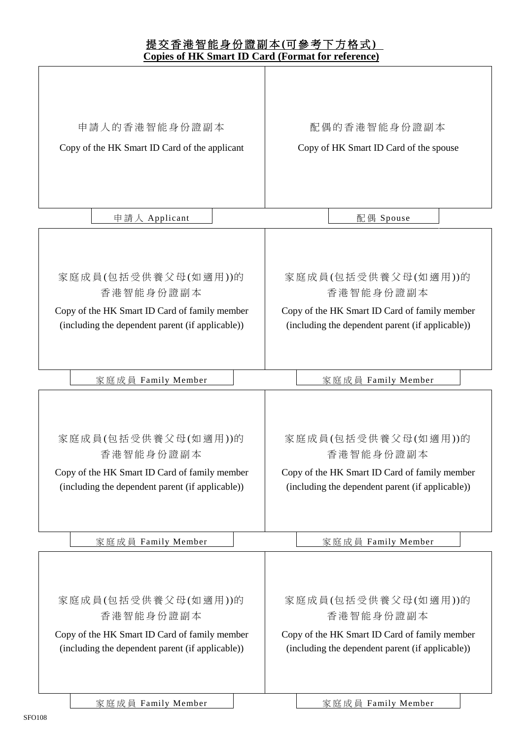# 提交香港智能身份證副本(可參考下方格式)
# Copies of HK Smart ID Card (Format for reference)

| | |
|---|---|
| 申請人的香港智能身份證副本<br>Copy of the HK Smart ID Card of the applicant | 配偶的香港智能身份證副本<br>Copy of HK Smart ID Card of the spouse |
| 申請人 Applicant | 配偶 Spouse |
| 家庭成員(包括受供養父母(如適用))的香港智能身份證副本<br>Copy of the HK Smart ID Card of family member (including the dependent parent (if applicable)) | 家庭成員(包括受供養父母(如適用))的香港智能身份證副本<br>Copy of the HK Smart ID Card of family member (including the dependent parent (if applicable)) |
| 家庭成員 Family Member | 家庭成員 Family Member |
| 家庭成員(包括受供養父母(如適用))的香港智能身份證副本<br>Copy of the HK Smart ID Card of family member (including the dependent parent (if applicable)) | 家庭成員(包括受供養父母(如適用))的香港智能身份證副本<br>Copy of the HK Smart ID Card of family member (including the dependent parent (if applicable)) |
| 家庭成員 Family Member | 家庭成員 Family Member |
| 家庭成員(包括受供養父母(如適用))的香港智能身份證副本<br>Copy of the HK Smart ID Card of family member (including the dependent parent (if applicable)) | 家庭成員(包括受供養父母(如適用))的香港智能身份證副本<br>Copy of the HK Smart ID Card of family member (including the dependent parent (if applicable)) |
| 家庭成員 Family Member | 家庭成員 Family Member |

SFO108